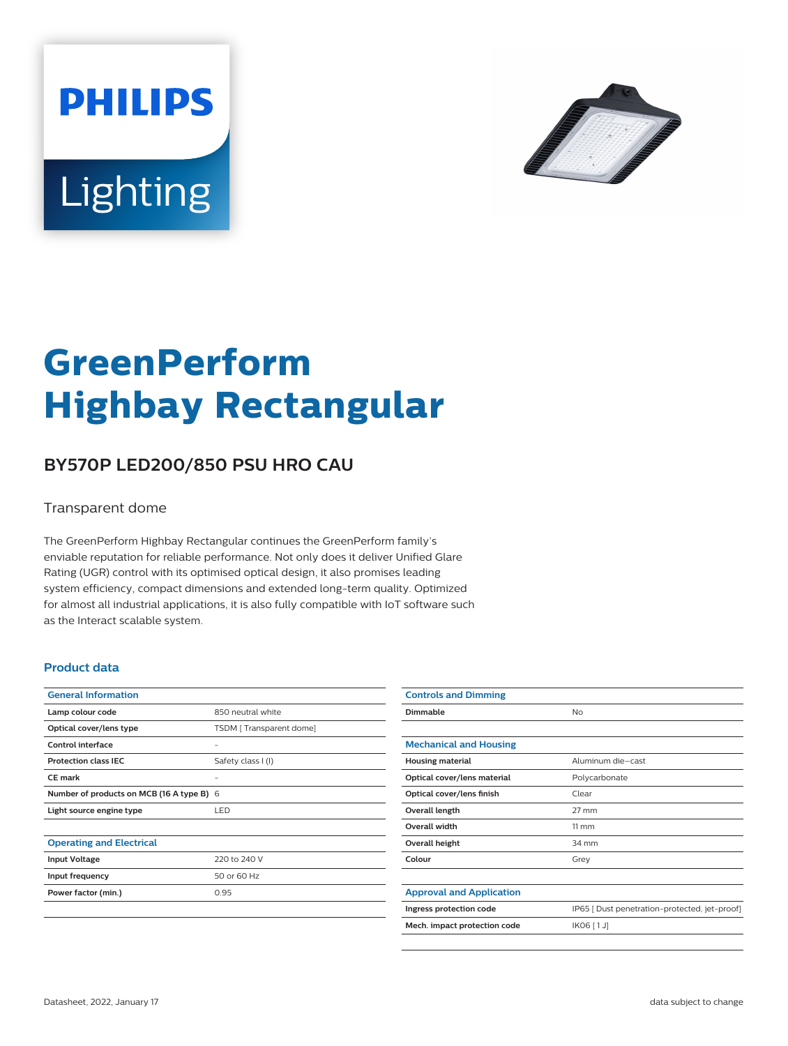# GreenPerform Highbay Rectangular

## BY570P LED200/850 PSU HRO CAU

Transparent dome

The GreenPerform Highbay Rectangular continues the GreenPerform family's enviable reputation for reliable performance. Not only does it deliver Unified Glare Rating (UGR) control with its optimised optical design, it also promises leading system efficiency, compact dimensions and extended long-term quality. Optimized for almost all industrial applications, it is also fully compatible with IoT software such as the Interact scalable system.

### Product data

| General Information | |
|---|---|
| **Lamp colour code** | 850 neutral white |
| **Optical cover/lens type** | TSDM [ Transparent dome] |
| **Control interface** | - |
| **Protection class IEC** | Safety class I (I) |
| **CE mark** | - |
| **Number of products on MCB (16 A type B)** | 6 |
| **Light source engine type** | LED |

| Operating and Electrical | |
|---|---|
| **Input Voltage** | 220 to 240 V |
| **Input frequency** | 50 or 60 Hz |
| **Power factor (min.)** | 0.95 |

| Controls and Dimming | |
|---|---|
| **Dimmable** | No |

| Mechanical and Housing | |
|---|---|
| **Housing material** | Aluminum die-cast |
| **Optical cover/lens material** | Polycarbonate |
| **Optical cover/lens finish** | Clear |
| **Overall length** | 27 mm |
| **Overall width** | 11 mm |
| **Overall height** | 34 mm |
| **Colour** | Grey |

| Approval and Application | |
|---|---|
| **Ingress protection code** | IP65 [ Dust penetration-protected, jet-proof] |
| **Mech. impact protection code** | IK06 [ 1 J] |

Datasheet, 2022, January 17

data subject to change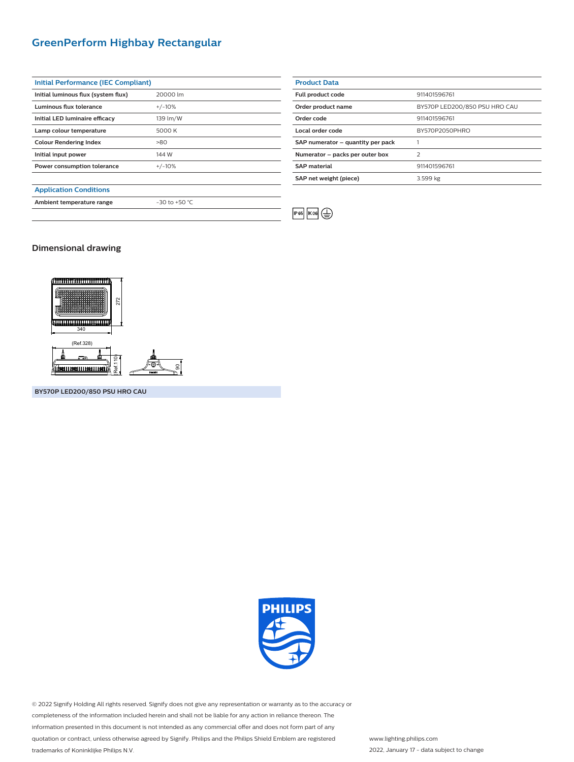# GreenPerform Highbay Rectangular

| Initial Performance (IEC Compliant) | |
|---|---|
| Initial luminous flux (system flux) | 20000 lm |
| Luminous flux tolerance | +/-10% |
| Initial LED luminaire efficacy | 139 lm/W |
| Lamp colour temperature | 5000 K |
| Colour Rendering Index | >80 |
| Initial input power | 144 W |
| Power consumption tolerance | +/-10% |

| Application Conditions | |
|---|---|
| Ambient temperature range | -30 to +50 °C |

| Product Data | |
|---|---|
| Full product code | 911401596761 |
| Order product name | BY570P LED200/850 PSU HRO CAU |
| Order code | 911401596761 |
| Local order code | BY570P2050PHRO |
| SAP numerator – quantity per pack | 1 |
| Numerator – packs per outer box | 2 |
| SAP material | 911401596761 |
| SAP net weight (piece) | 3.599 kg |

IP 65 IK 06

## Dimensional drawing

272

340

(Ref.328)

Ref.110

90

BY570P LED200/850 PSU HRO CAU

© 2022 Signify Holding All rights reserved. Signify does not give any representation or warranty as to the accuracy or completeness of the information included herein and shall not be liable for any action in reliance thereon. The information presented in this document is not intended as any commercial offer and does not form part of any quotation or contract, unless otherwise agreed by Signify. Philips and the Philips Shield Emblem are registered trademarks of Koninklijke Philips N.V.

www.lighting.philips.com

2022, January 17 - data subject to change